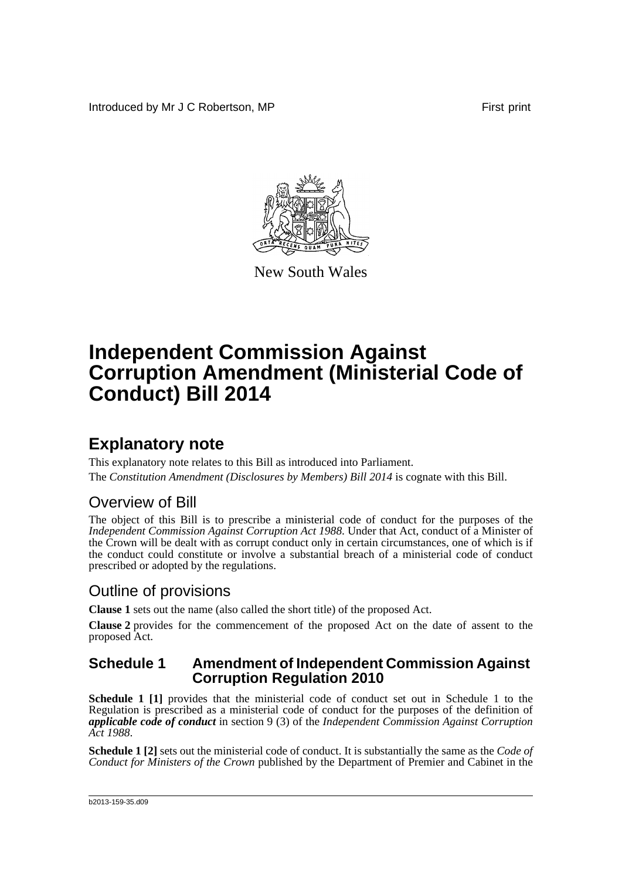Introduced by Mr J C Robertson, MP

First print

New South Wales

# Independent Commission Against Corruption Amendment (Ministerial Code of Conduct) Bill 2014

## Explanatory note

This explanatory note relates to this Bill as introduced into Parliament.

The *Constitution Amendment (Disclosures by Members) Bill 2014* is cognate with this Bill.

### Overview of Bill

The object of this Bill is to prescribe a ministerial code of conduct for the purposes of the *Independent Commission Against Corruption Act 1988*. Under that Act, conduct of a Minister of the Crown will be dealt with as corrupt conduct only in certain circumstances, one of which is if the conduct could constitute or involve a substantial breach of a ministerial code of conduct prescribed or adopted by the regulations.

### Outline of provisions

**Clause 1** sets out the name (also called the short title) of the proposed Act.

**Clause 2** provides for the commencement of the proposed Act on the date of assent to the proposed Act.

#### Schedule 1 Amendment of Independent Commission Against Corruption Regulation 2010

**Schedule 1 [1]** provides that the ministerial code of conduct set out in Schedule 1 to the Regulation is prescribed as a ministerial code of conduct for the purposes of the definition of ***applicable code of conduct*** in section 9 (3) of the *Independent Commission Against Corruption Act 1988*.

**Schedule 1 [2]** sets out the ministerial code of conduct. It is substantially the same as the *Code of Conduct for Ministers of the Crown* published by the Department of Premier and Cabinet in the

b2013-159-35.d09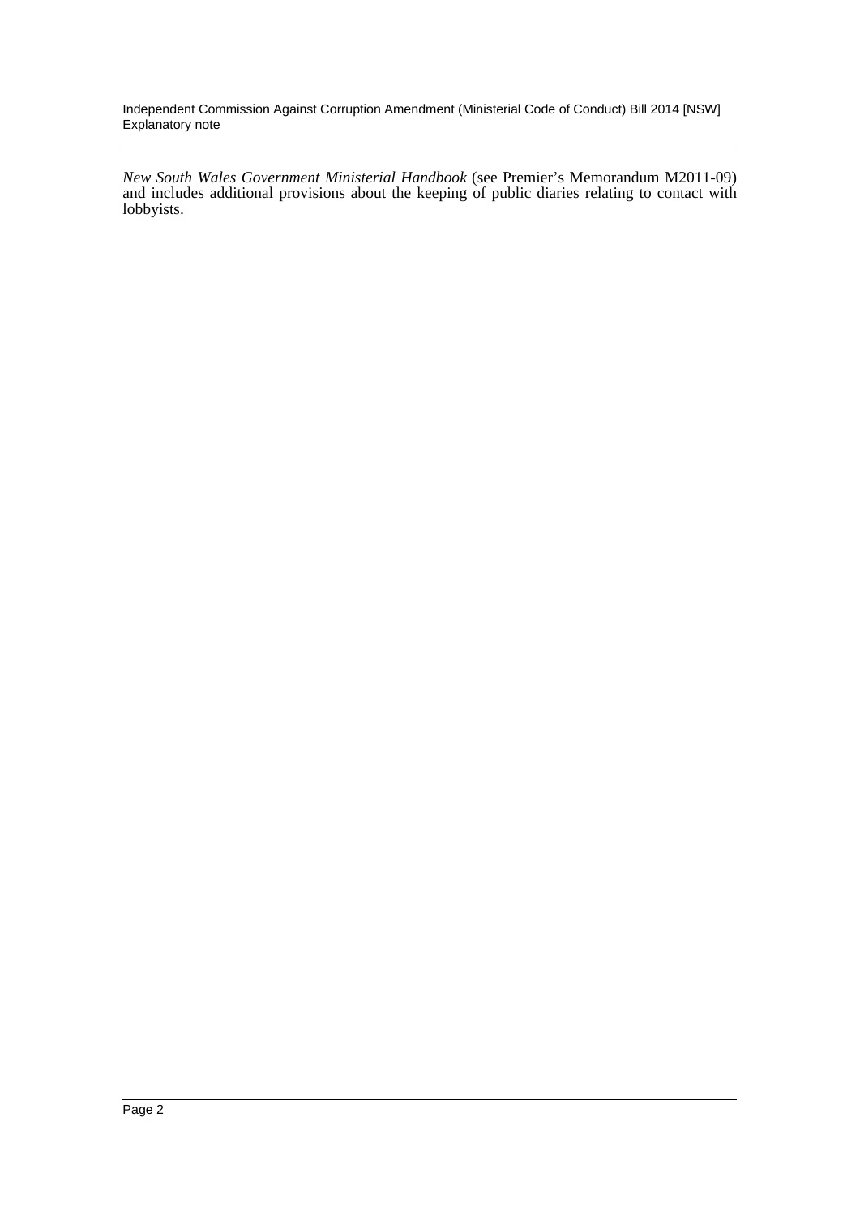*New South Wales Government Ministerial Handbook* (see Premier's Memorandum M2011-09) and includes additional provisions about the keeping of public diaries relating to contact with lobbyists.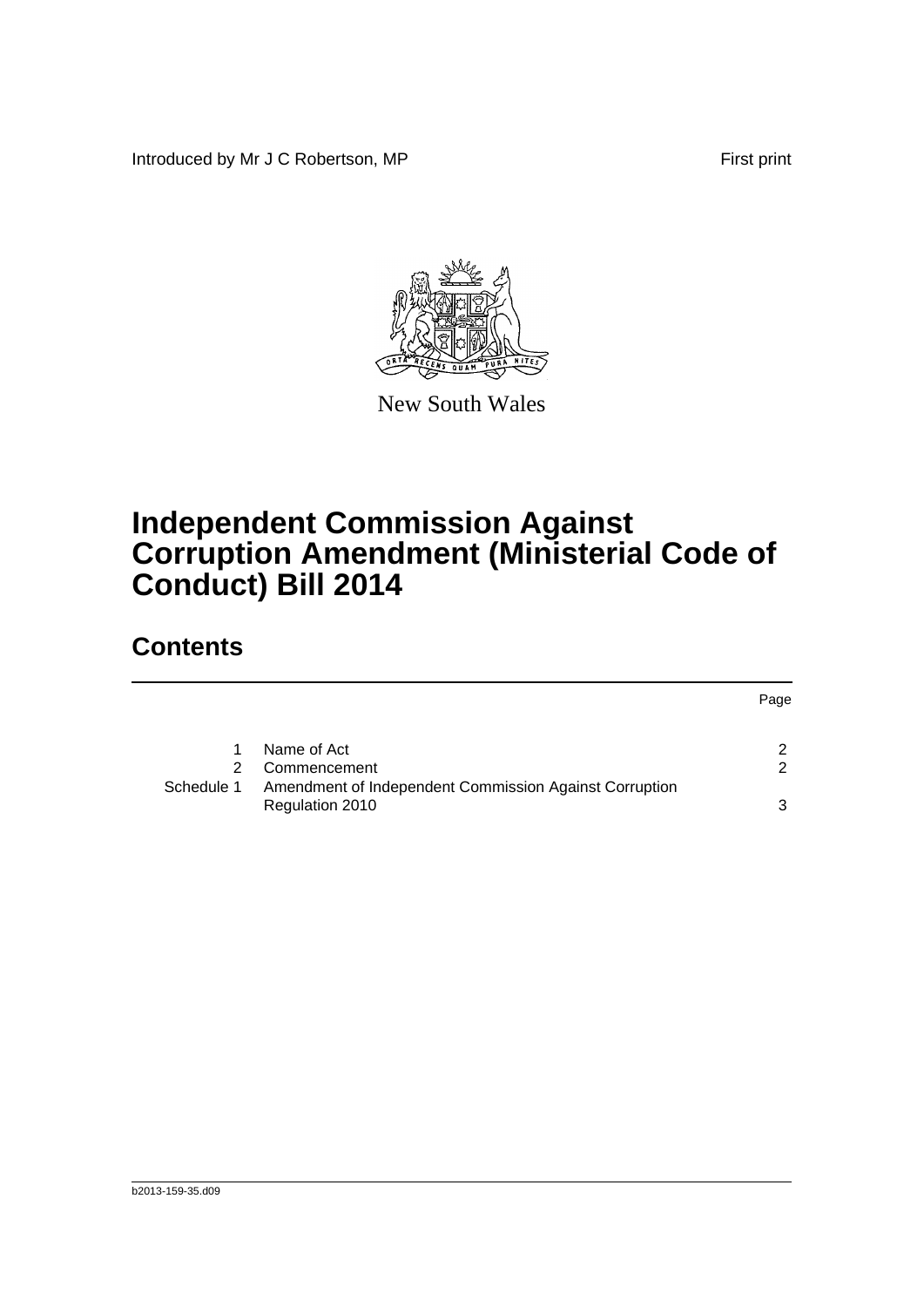Introduced by Mr J C Robertson, MP First print

New South Wales

# Independent Commission Against Corruption Amendment (Ministerial Code of Conduct) Bill 2014

## Contents

| | | Page |
|---|---|---|
| 1 | Name of Act | 2 |
| 2 | Commencement | 2 |
| Schedule 1 | Amendment of Independent Commission Against Corruption Regulation 2010 | 3 |

b2013-159-35.d09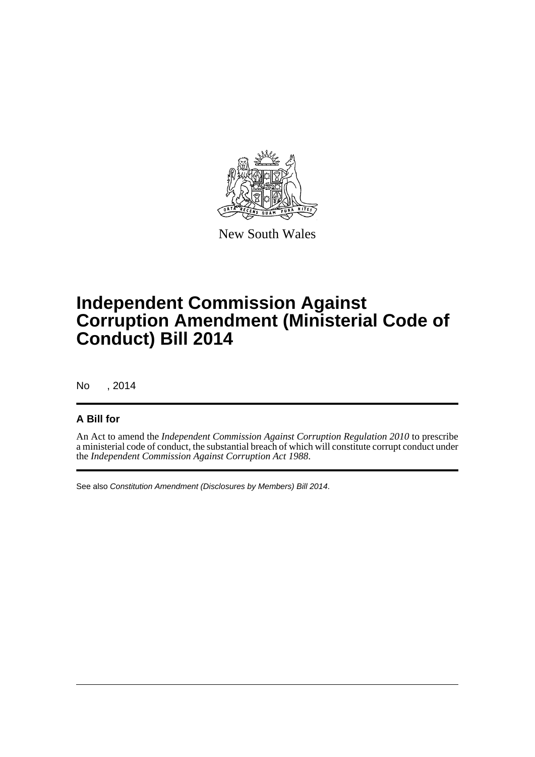New South Wales

# Independent Commission Against Corruption Amendment (Ministerial Code of Conduct) Bill 2014

No , 2014

## A Bill for

An Act to amend the *Independent Commission Against Corruption Regulation 2010* to prescribe a ministerial code of conduct, the substantial breach of which will constitute corrupt conduct under the *Independent Commission Against Corruption Act 1988*.

See also *Constitution Amendment (Disclosures by Members) Bill 2014*.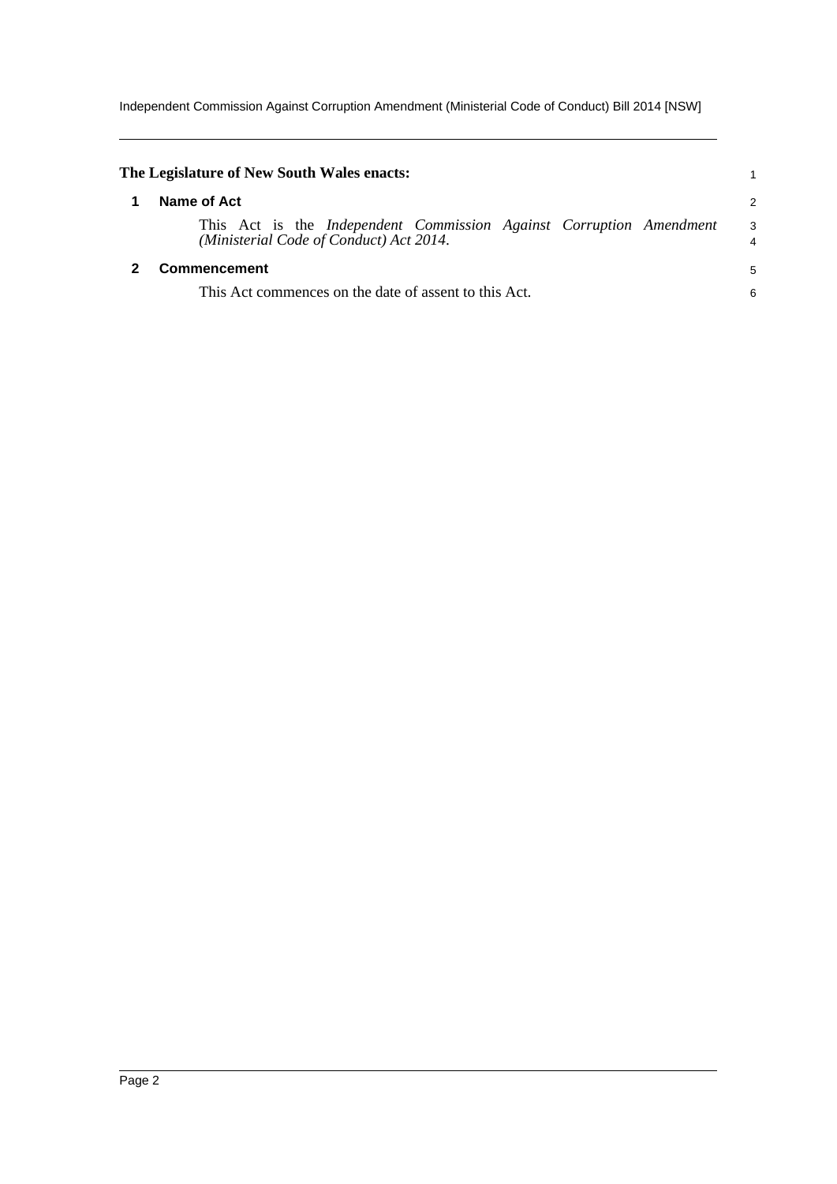**The Legislature of New South Wales enacts:**

## 1 Name of Act

This Act is the *Independent Commission Against Corruption Amendment (Ministerial Code of Conduct) Act 2014*.

## 2 Commencement

This Act commences on the date of assent to this Act.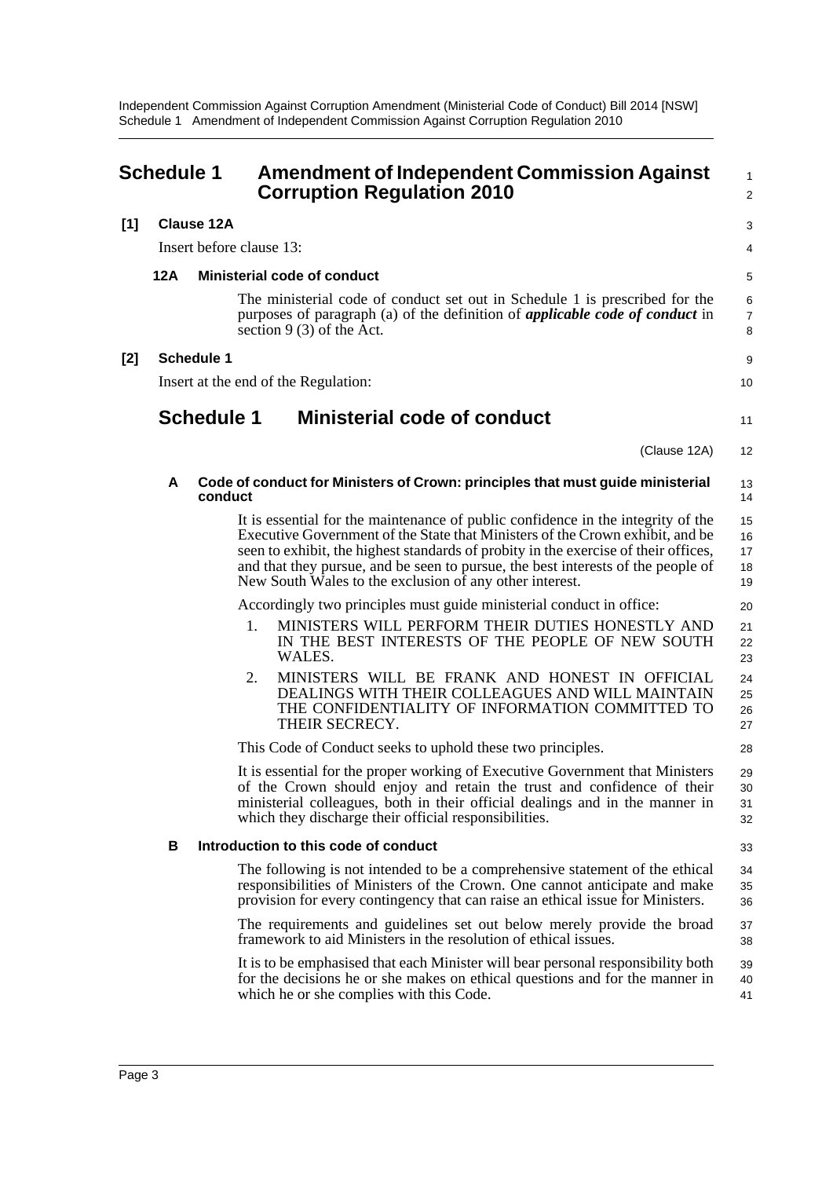# Schedule 1 Amendment of Independent Commission Against Corruption Regulation 2010

**[1] Clause 12A**

Insert before clause 13:

**12A Ministerial code of conduct**

The ministerial code of conduct set out in Schedule 1 is prescribed for the purposes of paragraph (a) of the definition of ***applicable code of conduct*** in section 9 (3) of the Act.

**[2] Schedule 1**

Insert at the end of the Regulation:

## Schedule 1 Ministerial code of conduct

(Clause 12A)

### A Code of conduct for Ministers of Crown: principles that must guide ministerial conduct

It is essential for the maintenance of public confidence in the integrity of the Executive Government of the State that Ministers of the Crown exhibit, and be seen to exhibit, the highest standards of probity in the exercise of their offices, and that they pursue, and be seen to pursue, the best interests of the people of New South Wales to the exclusion of any other interest.

Accordingly two principles must guide ministerial conduct in office:

1. MINISTERS WILL PERFORM THEIR DUTIES HONESTLY AND IN THE BEST INTERESTS OF THE PEOPLE OF NEW SOUTH WALES.
2. MINISTERS WILL BE FRANK AND HONEST IN OFFICIAL DEALINGS WITH THEIR COLLEAGUES AND WILL MAINTAIN THE CONFIDENTIALITY OF INFORMATION COMMITTED TO THEIR SECRECY.

This Code of Conduct seeks to uphold these two principles.

It is essential for the proper working of Executive Government that Ministers of the Crown should enjoy and retain the trust and confidence of their ministerial colleagues, both in their official dealings and in the manner in which they discharge their official responsibilities.

### B Introduction to this code of conduct

The following is not intended to be a comprehensive statement of the ethical responsibilities of Ministers of the Crown. One cannot anticipate and make provision for every contingency that can raise an ethical issue for Ministers.

The requirements and guidelines set out below merely provide the broad framework to aid Ministers in the resolution of ethical issues.

It is to be emphasised that each Minister will bear personal responsibility both for the decisions he or she makes on ethical questions and for the manner in which he or she complies with this Code.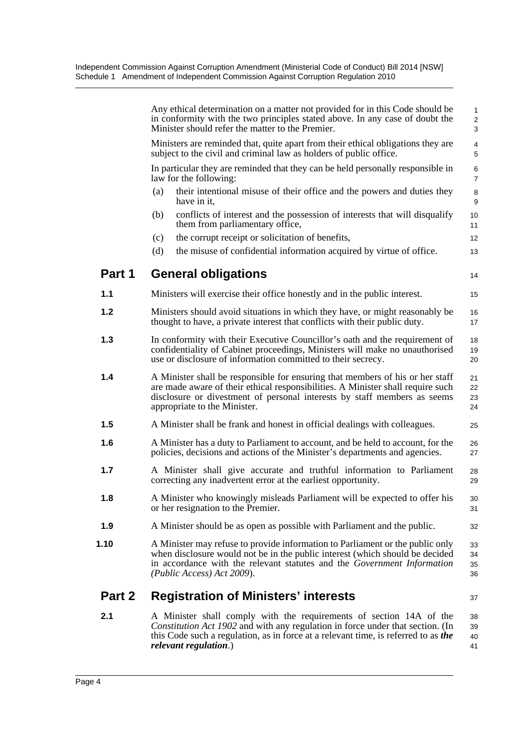Any ethical determination on a matter not provided for in this Code should be in conformity with the two principles stated above. In any case of doubt the Minister should refer the matter to the Premier.

Ministers are reminded that, quite apart from their ethical obligations they are subject to the civil and criminal law as holders of public office.

In particular they are reminded that they can be held personally responsible in law for the following:

(a) their intentional misuse of their office and the powers and duties they have in it,

(b) conflicts of interest and the possession of interests that will disqualify them from parliamentary office,

(c) the corrupt receipt or solicitation of benefits,

(d) the misuse of confidential information acquired by virtue of office.

## Part 1 General obligations

**1.1** Ministers will exercise their office honestly and in the public interest.

**1.2** Ministers should avoid situations in which they have, or might reasonably be thought to have, a private interest that conflicts with their public duty.

**1.3** In conformity with their Executive Councillor's oath and the requirement of confidentiality of Cabinet proceedings, Ministers will make no unauthorised use or disclosure of information committed to their secrecy.

**1.4** A Minister shall be responsible for ensuring that members of his or her staff are made aware of their ethical responsibilities. A Minister shall require such disclosure or divestment of personal interests by staff members as seems appropriate to the Minister.

**1.5** A Minister shall be frank and honest in official dealings with colleagues.

**1.6** A Minister has a duty to Parliament to account, and be held to account, for the policies, decisions and actions of the Minister's departments and agencies.

**1.7** A Minister shall give accurate and truthful information to Parliament correcting any inadvertent error at the earliest opportunity.

**1.8** A Minister who knowingly misleads Parliament will be expected to offer his or her resignation to the Premier.

**1.9** A Minister should be as open as possible with Parliament and the public.

**1.10** A Minister may refuse to provide information to Parliament or the public only when disclosure would not be in the public interest (which should be decided in accordance with the relevant statutes and the *Government Information (Public Access) Act 2009*).

## Part 2 Registration of Ministers' interests

**2.1** A Minister shall comply with the requirements of section 14A of the *Constitution Act 1902* and with any regulation in force under that section. (In this Code such a regulation, as in force at a relevant time, is referred to as ***the relevant regulation***.)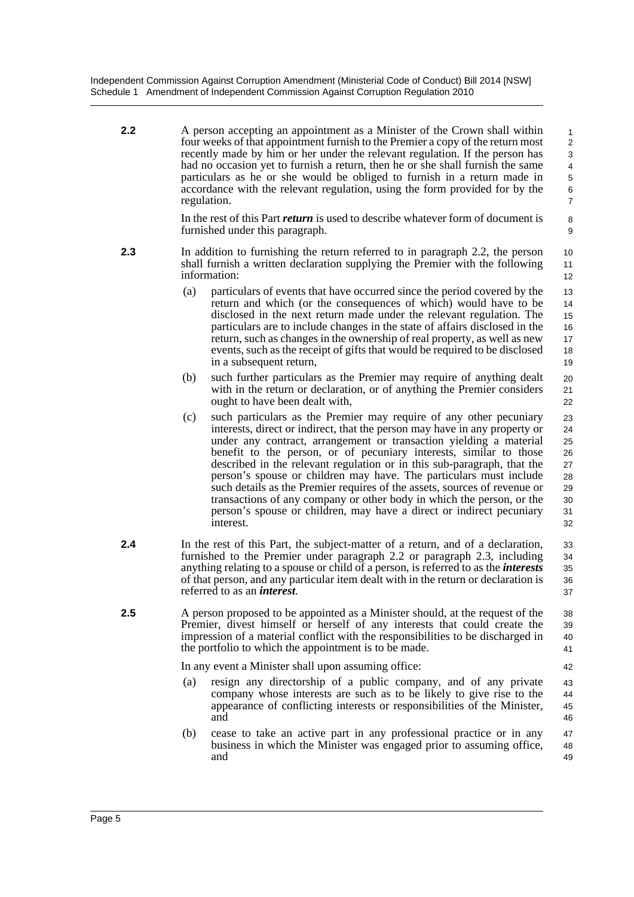**2.2** A person accepting an appointment as a Minister of the Crown shall within four weeks of that appointment furnish to the Premier a copy of the return most recently made by him or her under the relevant regulation. If the person has had no occasion yet to furnish a return, then he or she shall furnish the same particulars as he or she would be obliged to furnish in a return made in accordance with the relevant regulation, using the form provided for by the regulation.

In the rest of this Part ***return*** is used to describe whatever form of document is furnished under this paragraph.

**2.3** In addition to furnishing the return referred to in paragraph 2.2, the person shall furnish a written declaration supplying the Premier with the following information:

(a) particulars of events that have occurred since the period covered by the return and which (or the consequences of which) would have to be disclosed in the next return made under the relevant regulation. The particulars are to include changes in the state of affairs disclosed in the return, such as changes in the ownership of real property, as well as new events, such as the receipt of gifts that would be required to be disclosed in a subsequent return,

(b) such further particulars as the Premier may require of anything dealt with in the return or declaration, or of anything the Premier considers ought to have been dealt with,

(c) such particulars as the Premier may require of any other pecuniary interests, direct or indirect, that the person may have in any property or under any contract, arrangement or transaction yielding a material benefit to the person, or of pecuniary interests, similar to those described in the relevant regulation or in this sub-paragraph, that the person's spouse or children may have. The particulars must include such details as the Premier requires of the assets, sources of revenue or transactions of any company or other body in which the person, or the person's spouse or children, may have a direct or indirect pecuniary interest.

**2.4** In the rest of this Part, the subject-matter of a return, and of a declaration, furnished to the Premier under paragraph 2.2 or paragraph 2.3, including anything relating to a spouse or child of a person, is referred to as the ***interests*** of that person, and any particular item dealt with in the return or declaration is referred to as an ***interest***.

**2.5** A person proposed to be appointed as a Minister should, at the request of the Premier, divest himself or herself of any interests that could create the impression of a material conflict with the responsibilities to be discharged in the portfolio to which the appointment is to be made.

In any event a Minister shall upon assuming office:

(a) resign any directorship of a public company, and of any private company whose interests are such as to be likely to give rise to the appearance of conflicting interests or responsibilities of the Minister, and

(b) cease to take an active part in any professional practice or in any business in which the Minister was engaged prior to assuming office, and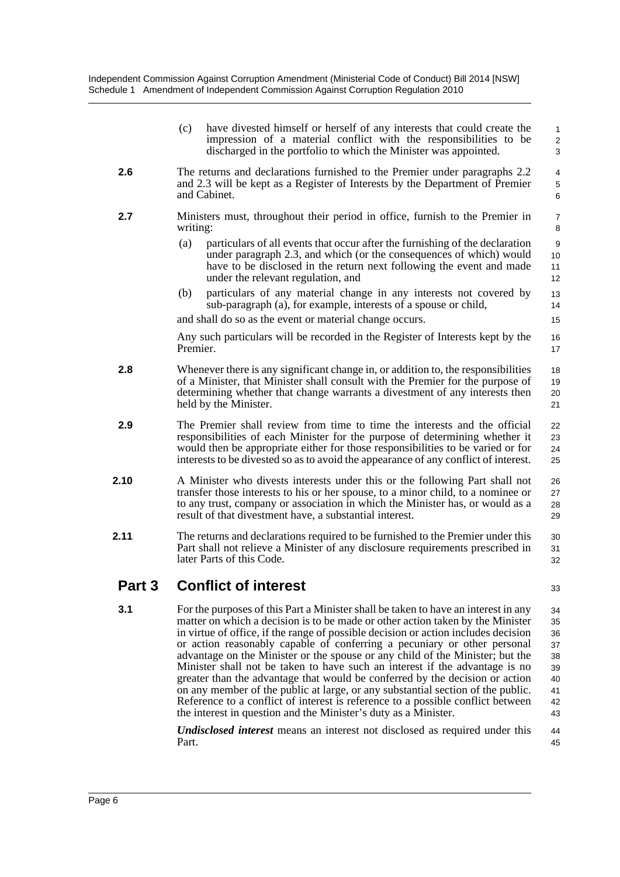(c) have divested himself or herself of any interests that could create the impression of a material conflict with the responsibilities to be discharged in the portfolio to which the Minister was appointed.

**2.6** The returns and declarations furnished to the Premier under paragraphs 2.2 and 2.3 will be kept as a Register of Interests by the Department of Premier and Cabinet.

**2.7** Ministers must, throughout their period in office, furnish to the Premier in writing:

(a) particulars of all events that occur after the furnishing of the declaration under paragraph 2.3, and which (or the consequences of which) would have to be disclosed in the return next following the event and made under the relevant regulation, and

(b) particulars of any material change in any interests not covered by sub-paragraph (a), for example, interests of a spouse or child,

and shall do so as the event or material change occurs.

Any such particulars will be recorded in the Register of Interests kept by the Premier.

**2.8** Whenever there is any significant change in, or addition to, the responsibilities of a Minister, that Minister shall consult with the Premier for the purpose of determining whether that change warrants a divestment of any interests then held by the Minister.

**2.9** The Premier shall review from time to time the interests and the official responsibilities of each Minister for the purpose of determining whether it would then be appropriate either for those responsibilities to be varied or for interests to be divested so as to avoid the appearance of any conflict of interest.

**2.10** A Minister who divests interests under this or the following Part shall not transfer those interests to his or her spouse, to a minor child, to a nominee or to any trust, company or association in which the Minister has, or would as a result of that divestment have, a substantial interest.

**2.11** The returns and declarations required to be furnished to the Premier under this Part shall not relieve a Minister of any disclosure requirements prescribed in later Parts of this Code.

## Part 3 Conflict of interest

**3.1** For the purposes of this Part a Minister shall be taken to have an interest in any matter on which a decision is to be made or other action taken by the Minister in virtue of office, if the range of possible decision or action includes decision or action reasonably capable of conferring a pecuniary or other personal advantage on the Minister or the spouse or any child of the Minister; but the Minister shall not be taken to have such an interest if the advantage is no greater than the advantage that would be conferred by the decision or action on any member of the public at large, or any substantial section of the public. Reference to a conflict of interest is reference to a possible conflict between the interest in question and the Minister's duty as a Minister.

***Undisclosed interest*** means an interest not disclosed as required under this Part.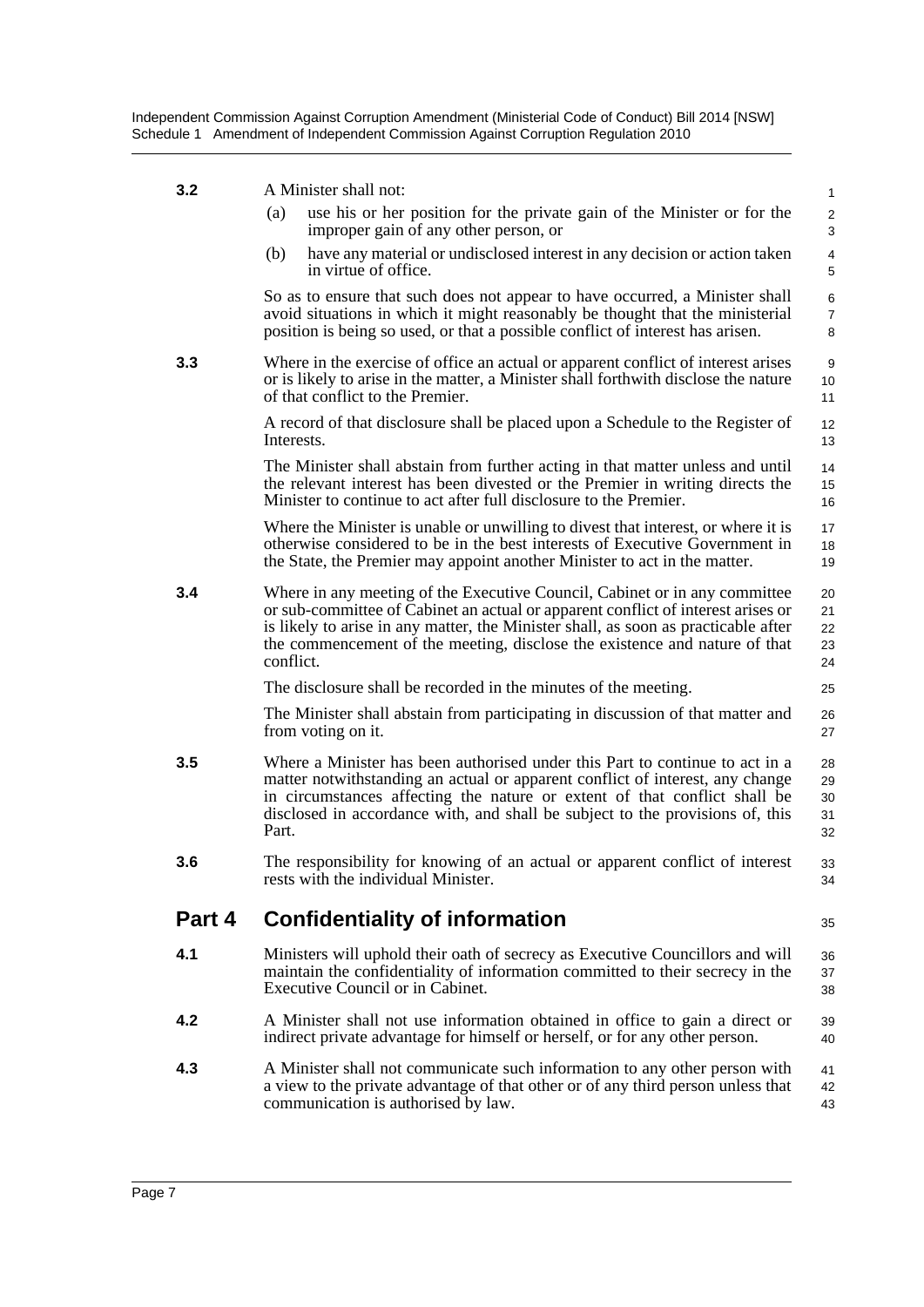**3.2** A Minister shall not:

(a) use his or her position for the private gain of the Minister or for the improper gain of any other person, or

(b) have any material or undisclosed interest in any decision or action taken in virtue of office.

So as to ensure that such does not appear to have occurred, a Minister shall avoid situations in which it might reasonably be thought that the ministerial position is being so used, or that a possible conflict of interest has arisen.

**3.3** Where in the exercise of office an actual or apparent conflict of interest arises or is likely to arise in the matter, a Minister shall forthwith disclose the nature of that conflict to the Premier.

A record of that disclosure shall be placed upon a Schedule to the Register of Interests.

The Minister shall abstain from further acting in that matter unless and until the relevant interest has been divested or the Premier in writing directs the Minister to continue to act after full disclosure to the Premier.

Where the Minister is unable or unwilling to divest that interest, or where it is otherwise considered to be in the best interests of Executive Government in the State, the Premier may appoint another Minister to act in the matter.

**3.4** Where in any meeting of the Executive Council, Cabinet or in any committee or sub-committee of Cabinet an actual or apparent conflict of interest arises or is likely to arise in any matter, the Minister shall, as soon as practicable after the commencement of the meeting, disclose the existence and nature of that conflict.

The disclosure shall be recorded in the minutes of the meeting.

The Minister shall abstain from participating in discussion of that matter and from voting on it.

**3.5** Where a Minister has been authorised under this Part to continue to act in a matter notwithstanding an actual or apparent conflict of interest, any change in circumstances affecting the nature or extent of that conflict shall be disclosed in accordance with, and shall be subject to the provisions of, this Part.

**3.6** The responsibility for knowing of an actual or apparent conflict of interest rests with the individual Minister.

## Part 4 Confidentiality of information

**4.1** Ministers will uphold their oath of secrecy as Executive Councillors and will maintain the confidentiality of information committed to their secrecy in the Executive Council or in Cabinet.

**4.2** A Minister shall not use information obtained in office to gain a direct or indirect private advantage for himself or herself, or for any other person.

**4.3** A Minister shall not communicate such information to any other person with a view to the private advantage of that other or of any third person unless that communication is authorised by law.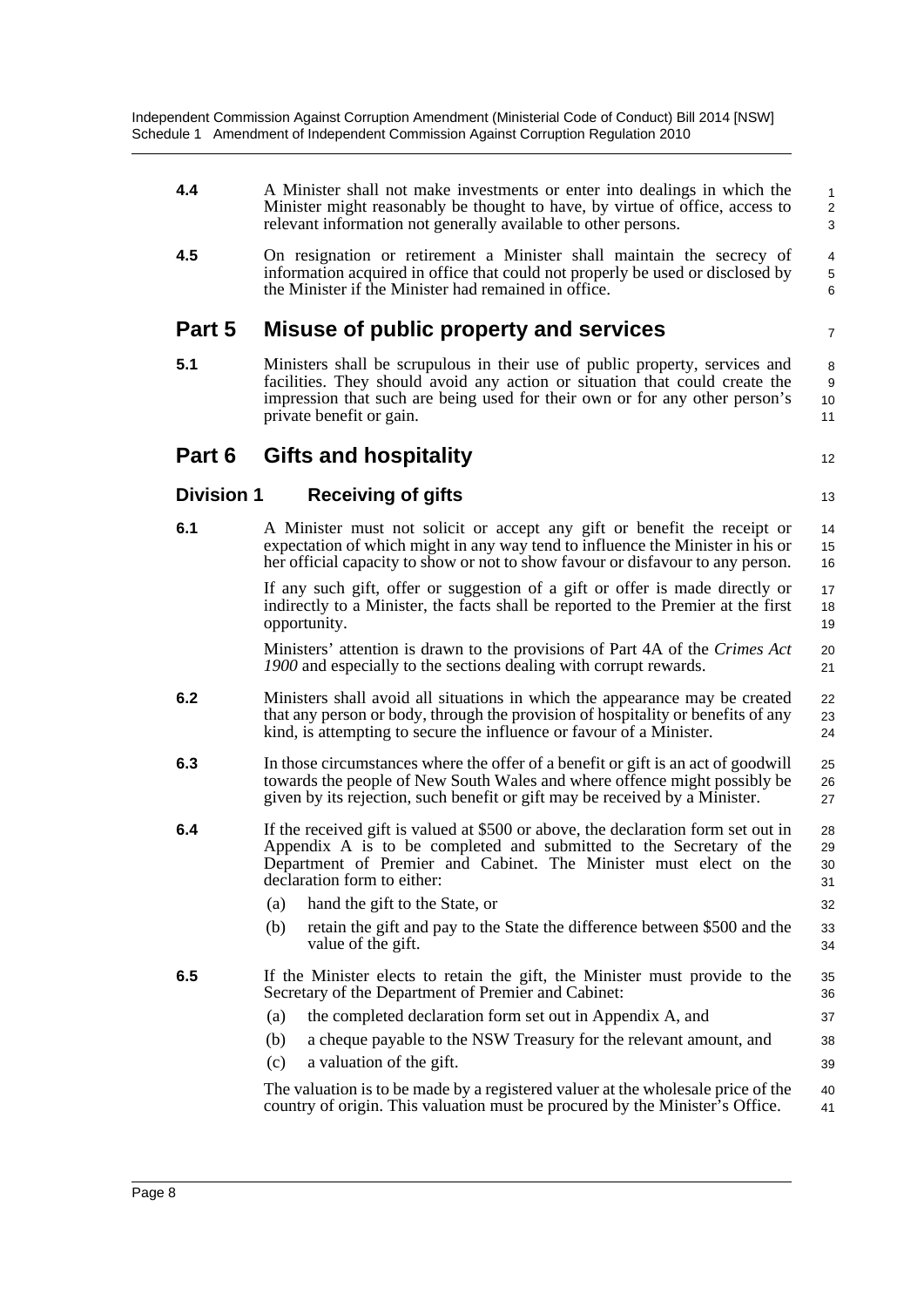**4.4** A Minister shall not make investments or enter into dealings in which the Minister might reasonably be thought to have, by virtue of office, access to relevant information not generally available to other persons.

**4.5** On resignation or retirement a Minister shall maintain the secrecy of information acquired in office that could not properly be used or disclosed by the Minister if the Minister had remained in office.

## Part 5 Misuse of public property and services

**5.1** Ministers shall be scrupulous in their use of public property, services and facilities. They should avoid any action or situation that could create the impression that such are being used for their own or for any other person's private benefit or gain.

## Part 6 Gifts and hospitality

### Division 1 Receiving of gifts

**6.1** A Minister must not solicit or accept any gift or benefit the receipt or expectation of which might in any way tend to influence the Minister in his or her official capacity to show or not to show favour or disfavour to any person.

If any such gift, offer or suggestion of a gift or offer is made directly or indirectly to a Minister, the facts shall be reported to the Premier at the first opportunity.

Ministers' attention is drawn to the provisions of Part 4A of the *Crimes Act 1900* and especially to the sections dealing with corrupt rewards.

**6.2** Ministers shall avoid all situations in which the appearance may be created that any person or body, through the provision of hospitality or benefits of any kind, is attempting to secure the influence or favour of a Minister.

**6.3** In those circumstances where the offer of a benefit or gift is an act of goodwill towards the people of New South Wales and where offence might possibly be given by its rejection, such benefit or gift may be received by a Minister.

**6.4** If the received gift is valued at $500 or above, the declaration form set out in Appendix A is to be completed and submitted to the Secretary of the Department of Premier and Cabinet. The Minister must elect on the declaration form to either:

(a) hand the gift to the State, or

(b) retain the gift and pay to the State the difference between $500 and the value of the gift.

**6.5** If the Minister elects to retain the gift, the Minister must provide to the Secretary of the Department of Premier and Cabinet:

(a) the completed declaration form set out in Appendix A, and

(b) a cheque payable to the NSW Treasury for the relevant amount, and

(c) a valuation of the gift.

The valuation is to be made by a registered valuer at the wholesale price of the country of origin. This valuation must be procured by the Minister's Office.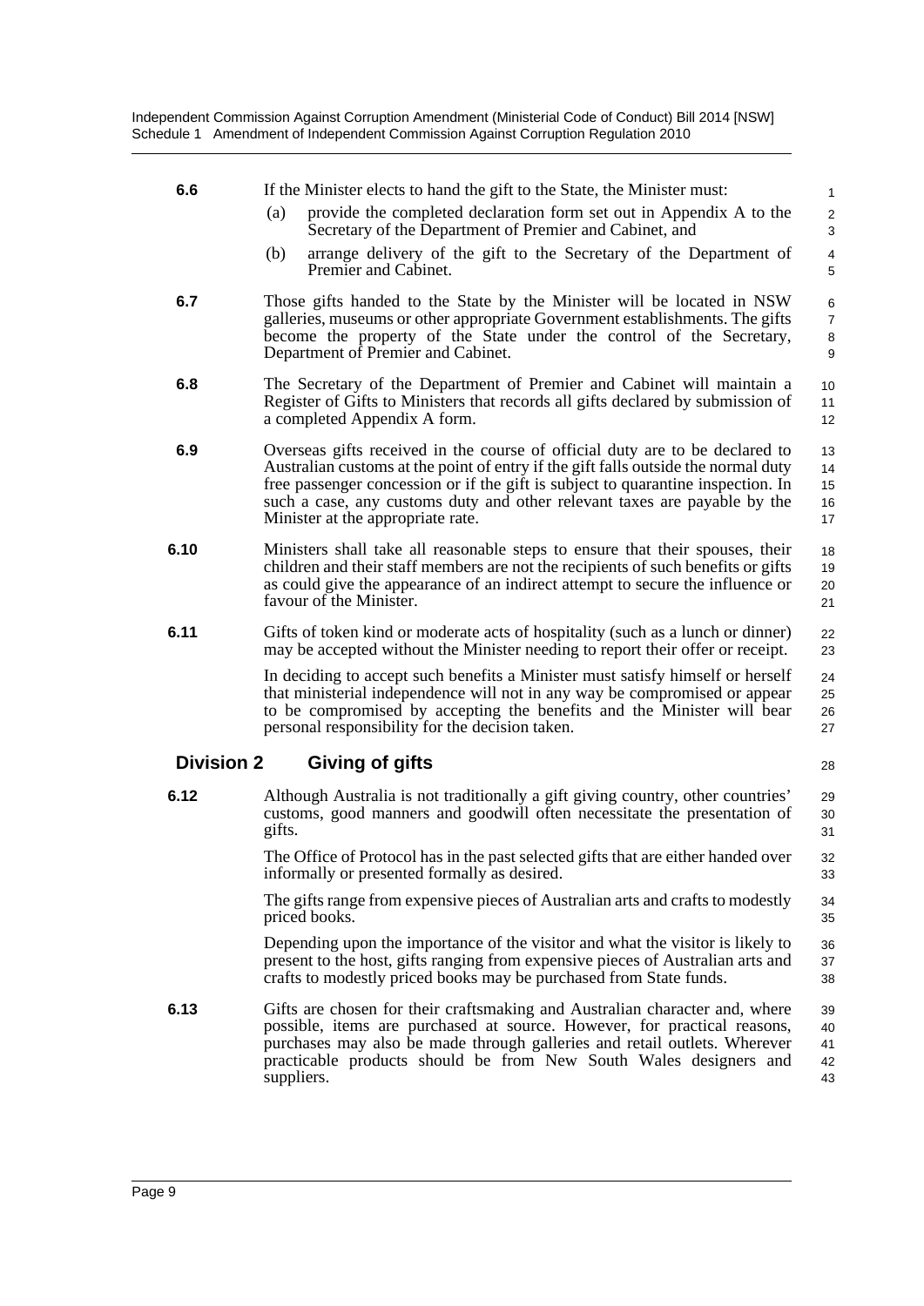**6.6** If the Minister elects to hand the gift to the State, the Minister must:

(a) provide the completed declaration form set out in Appendix A to the Secretary of the Department of Premier and Cabinet, and

(b) arrange delivery of the gift to the Secretary of the Department of Premier and Cabinet.

**6.7** Those gifts handed to the State by the Minister will be located in NSW galleries, museums or other appropriate Government establishments. The gifts become the property of the State under the control of the Secretary, Department of Premier and Cabinet.

**6.8** The Secretary of the Department of Premier and Cabinet will maintain a Register of Gifts to Ministers that records all gifts declared by submission of a completed Appendix A form.

**6.9** Overseas gifts received in the course of official duty are to be declared to Australian customs at the point of entry if the gift falls outside the normal duty free passenger concession or if the gift is subject to quarantine inspection. In such a case, any customs duty and other relevant taxes are payable by the Minister at the appropriate rate.

**6.10** Ministers shall take all reasonable steps to ensure that their spouses, their children and their staff members are not the recipients of such benefits or gifts as could give the appearance of an indirect attempt to secure the influence or favour of the Minister.

**6.11** Gifts of token kind or moderate acts of hospitality (such as a lunch or dinner) may be accepted without the Minister needing to report their offer or receipt.

In deciding to accept such benefits a Minister must satisfy himself or herself that ministerial independence will not in any way be compromised or appear to be compromised by accepting the benefits and the Minister will bear personal responsibility for the decision taken.

## Division 2 Giving of gifts

**6.12** Although Australia is not traditionally a gift giving country, other countries' customs, good manners and goodwill often necessitate the presentation of gifts.

The Office of Protocol has in the past selected gifts that are either handed over informally or presented formally as desired.

The gifts range from expensive pieces of Australian arts and crafts to modestly priced books.

Depending upon the importance of the visitor and what the visitor is likely to present to the host, gifts ranging from expensive pieces of Australian arts and crafts to modestly priced books may be purchased from State funds.

**6.13** Gifts are chosen for their craftsmaking and Australian character and, where possible, items are purchased at source. However, for practical reasons, purchases may also be made through galleries and retail outlets. Wherever practicable products should be from New South Wales designers and suppliers.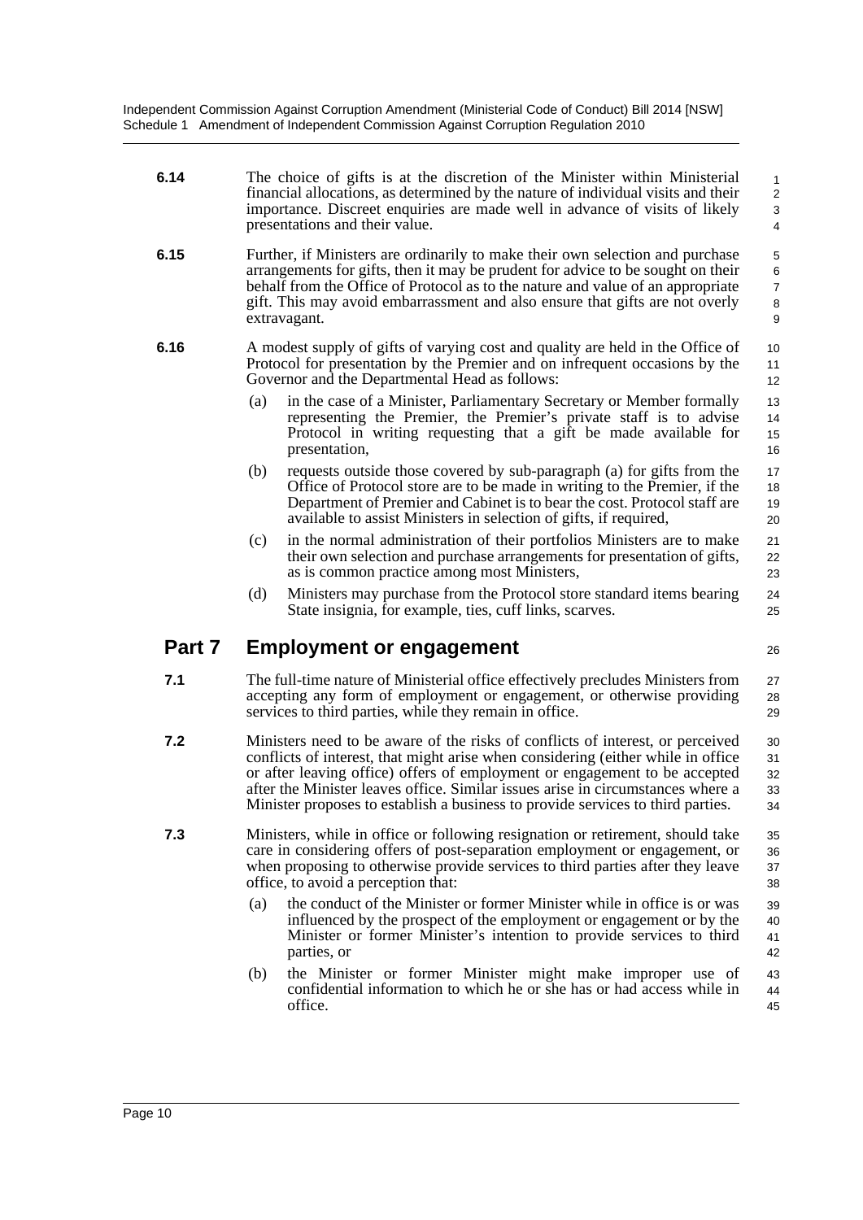**6.14** The choice of gifts is at the discretion of the Minister within Ministerial financial allocations, as determined by the nature of individual visits and their importance. Discreet enquiries are made well in advance of visits of likely presentations and their value.

**6.15** Further, if Ministers are ordinarily to make their own selection and purchase arrangements for gifts, then it may be prudent for advice to be sought on their behalf from the Office of Protocol as to the nature and value of an appropriate gift. This may avoid embarrassment and also ensure that gifts are not overly extravagant.

**6.16** A modest supply of gifts of varying cost and quality are held in the Office of Protocol for presentation by the Premier and on infrequent occasions by the Governor and the Departmental Head as follows:

(a) in the case of a Minister, Parliamentary Secretary or Member formally representing the Premier, the Premier's private staff is to advise Protocol in writing requesting that a gift be made available for presentation,

(b) requests outside those covered by sub-paragraph (a) for gifts from the Office of Protocol store are to be made in writing to the Premier, if the Department of Premier and Cabinet is to bear the cost. Protocol staff are available to assist Ministers in selection of gifts, if required,

(c) in the normal administration of their portfolios Ministers are to make their own selection and purchase arrangements for presentation of gifts, as is common practice among most Ministers,

(d) Ministers may purchase from the Protocol store standard items bearing State insignia, for example, ties, cuff links, scarves.

## Part 7 Employment or engagement

**7.1** The full-time nature of Ministerial office effectively precludes Ministers from accepting any form of employment or engagement, or otherwise providing services to third parties, while they remain in office.

**7.2** Ministers need to be aware of the risks of conflicts of interest, or perceived conflicts of interest, that might arise when considering (either while in office or after leaving office) offers of employment or engagement to be accepted after the Minister leaves office. Similar issues arise in circumstances where a Minister proposes to establish a business to provide services to third parties.

**7.3** Ministers, while in office or following resignation or retirement, should take care in considering offers of post-separation employment or engagement, or when proposing to otherwise provide services to third parties after they leave office, to avoid a perception that:

(a) the conduct of the Minister or former Minister while in office is or was influenced by the prospect of the employment or engagement or by the Minister or former Minister's intention to provide services to third parties, or

(b) the Minister or former Minister might make improper use of confidential information to which he or she has or had access while in office.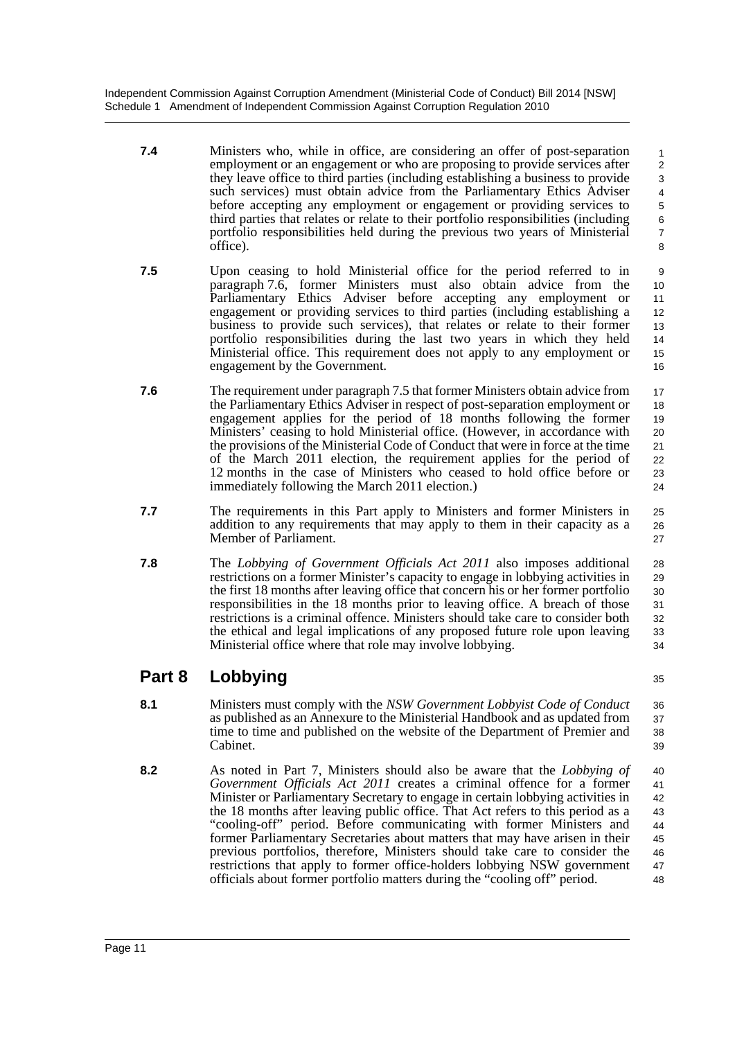**7.4** Ministers who, while in office, are considering an offer of post-separation employment or an engagement or who are proposing to provide services after they leave office to third parties (including establishing a business to provide such services) must obtain advice from the Parliamentary Ethics Adviser before accepting any employment or engagement or providing services to third parties that relates or relate to their portfolio responsibilities (including portfolio responsibilities held during the previous two years of Ministerial office).

**7.5** Upon ceasing to hold Ministerial office for the period referred to in paragraph 7.6, former Ministers must also obtain advice from the Parliamentary Ethics Adviser before accepting any employment or engagement or providing services to third parties (including establishing a business to provide such services), that relates or relate to their former portfolio responsibilities during the last two years in which they held Ministerial office. This requirement does not apply to any employment or engagement by the Government.

**7.6** The requirement under paragraph 7.5 that former Ministers obtain advice from the Parliamentary Ethics Adviser in respect of post-separation employment or engagement applies for the period of 18 months following the former Ministers' ceasing to hold Ministerial office. (However, in accordance with the provisions of the Ministerial Code of Conduct that were in force at the time of the March 2011 election, the requirement applies for the period of 12 months in the case of Ministers who ceased to hold office before or immediately following the March 2011 election.)

**7.7** The requirements in this Part apply to Ministers and former Ministers in addition to any requirements that may apply to them in their capacity as a Member of Parliament.

**7.8** The *Lobbying of Government Officials Act 2011* also imposes additional restrictions on a former Minister's capacity to engage in lobbying activities in the first 18 months after leaving office that concern his or her former portfolio responsibilities in the 18 months prior to leaving office. A breach of those restrictions is a criminal offence. Ministers should take care to consider both the ethical and legal implications of any proposed future role upon leaving Ministerial office where that role may involve lobbying.

## Part 8 Lobbying

**8.1** Ministers must comply with the *NSW Government Lobbyist Code of Conduct* as published as an Annexure to the Ministerial Handbook and as updated from time to time and published on the website of the Department of Premier and Cabinet.

**8.2** As noted in Part 7, Ministers should also be aware that the *Lobbying of Government Officials Act 2011* creates a criminal offence for a former Minister or Parliamentary Secretary to engage in certain lobbying activities in the 18 months after leaving public office. That Act refers to this period as a "cooling-off" period. Before communicating with former Ministers and former Parliamentary Secretaries about matters that may have arisen in their previous portfolios, therefore, Ministers should take care to consider the restrictions that apply to former office-holders lobbying NSW government officials about former portfolio matters during the "cooling off" period.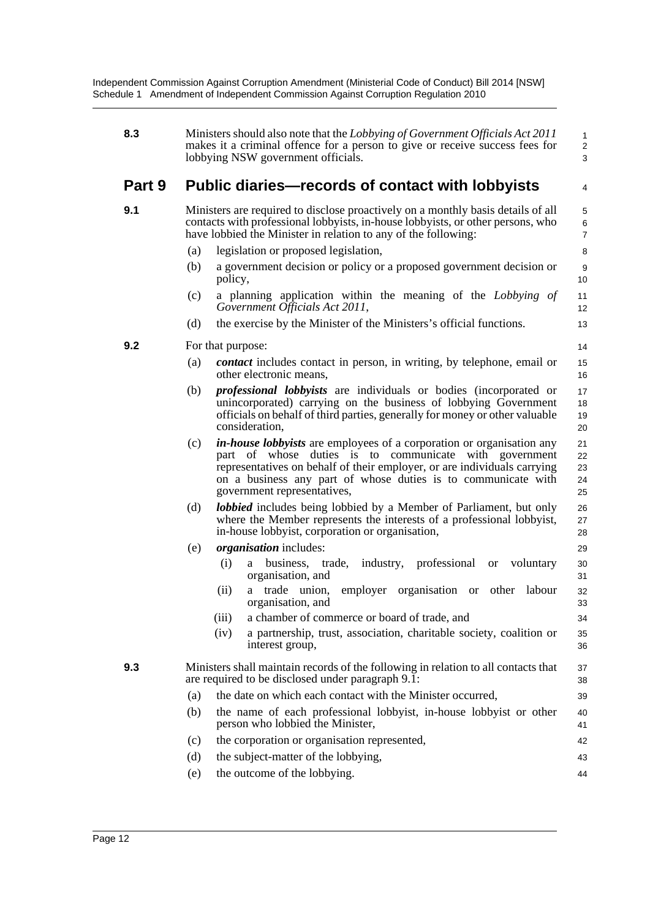**8.3** Ministers should also note that the *Lobbying of Government Officials Act 2011* makes it a criminal offence for a person to give or receive success fees for lobbying NSW government officials.

## Part 9 Public diaries—records of contact with lobbyists

**9.1** Ministers are required to disclose proactively on a monthly basis details of all contacts with professional lobbyists, in-house lobbyists, or other persons, who have lobbied the Minister in relation to any of the following:

(a) legislation or proposed legislation,

(b) a government decision or policy or a proposed government decision or policy,

(c) a planning application within the meaning of the *Lobbying of Government Officials Act 2011*,

(d) the exercise by the Minister of the Ministers's official functions.

**9.2** For that purpose:

(a) ***contact*** includes contact in person, in writing, by telephone, email or other electronic means,

(b) ***professional lobbyists*** are individuals or bodies (incorporated or unincorporated) carrying on the business of lobbying Government officials on behalf of third parties, generally for money or other valuable consideration,

(c) ***in-house lobbyists*** are employees of a corporation or organisation any part of whose duties is to communicate with government representatives on behalf of their employer, or are individuals carrying on a business any part of whose duties is to communicate with government representatives,

(d) ***lobbied*** includes being lobbied by a Member of Parliament, but only where the Member represents the interests of a professional lobbyist, in-house lobbyist, corporation or organisation,

(e) ***organisation*** includes:

(i) a business, trade, industry, professional or voluntary organisation, and

(ii) a trade union, employer organisation or other labour organisation, and

(iii) a chamber of commerce or board of trade, and

(iv) a partnership, trust, association, charitable society, coalition or interest group,

**9.3** Ministers shall maintain records of the following in relation to all contacts that are required to be disclosed under paragraph 9.1:

(a) the date on which each contact with the Minister occurred,

(b) the name of each professional lobbyist, in-house lobbyist or other person who lobbied the Minister,

(c) the corporation or organisation represented,

(d) the subject-matter of the lobbying,

(e) the outcome of the lobbying.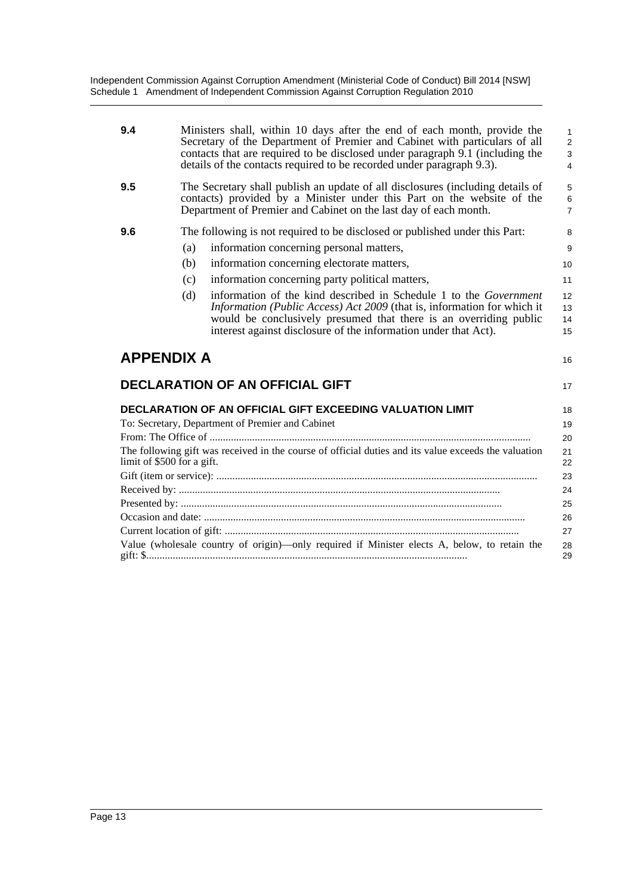**9.4** Ministers shall, within 10 days after the end of each month, provide the Secretary of the Department of Premier and Cabinet with particulars of all contacts that are required to be disclosed under paragraph 9.1 (including the details of the contacts required to be recorded under paragraph 9.3).

**9.5** The Secretary shall publish an update of all disclosures (including details of contacts) provided by a Minister under this Part on the website of the Department of Premier and Cabinet on the last day of each month.

**9.6** The following is not required to be disclosed or published under this Part:

(a) information concerning personal matters,

(b) information concerning electorate matters,

(c) information concerning party political matters,

(d) information of the kind described in Schedule 1 to the *Government Information (Public Access) Act 2009* (that is, information for which it would be conclusively presumed that there is an overriding public interest against disclosure of the information under that Act).

# APPENDIX A

## DECLARATION OF AN OFFICIAL GIFT

### DECLARATION OF AN OFFICIAL GIFT EXCEEDING VALUATION LIMIT

To: Secretary, Department of Premier and Cabinet

From: The Office of ........................................................................................................................

The following gift was received in the course of official duties and its value exceeds the valuation limit of $500 for a gift.

Gift (item or service): ........................................................................................................................

Received by: ........................................................................................................................

Presented by: ........................................................................................................................

Occasion and date: ........................................................................................................................

Current location of gift: ........................................................................................................................

Value (wholesale country of origin)—only required if Minister elects A, below, to retain the gift: $........................................................................................................................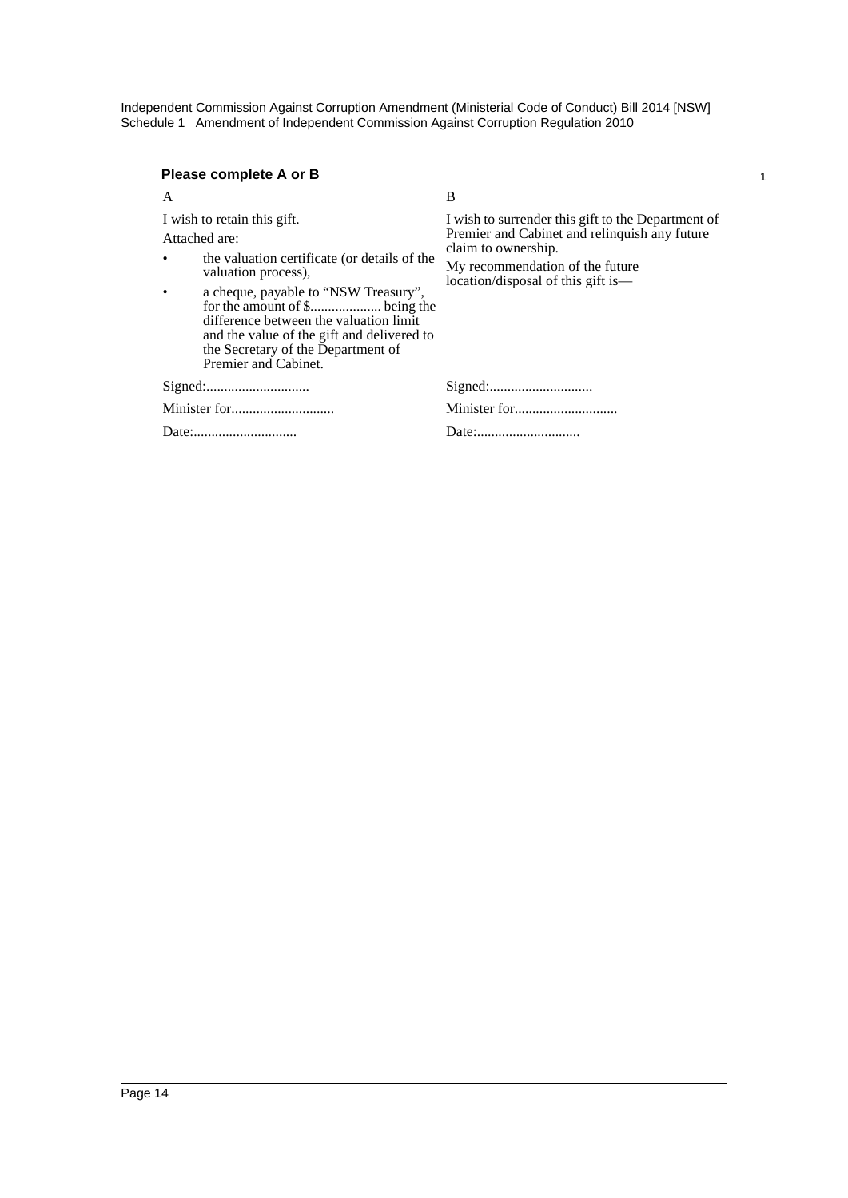**Please complete A or B**

| A | B |
|---|---|
| I wish to retain this gift. | I wish to surrender this gift to the Department of Premier and Cabinet and relinquish any future claim to ownership. |
| Attached are: | My recommendation of the future location/disposal of this gift is— |
| • the valuation certificate (or details of the valuation process), | |
| • a cheque, payable to "NSW Treasury", for the amount of $.................... being the difference between the valuation limit and the value of the gift and delivered to the Secretary of the Department of Premier and Cabinet. | |
| Signed:............................ | Signed:............................ |
| Minister for............................ | Minister for............................ |
| Date:............................ | Date:............................ |